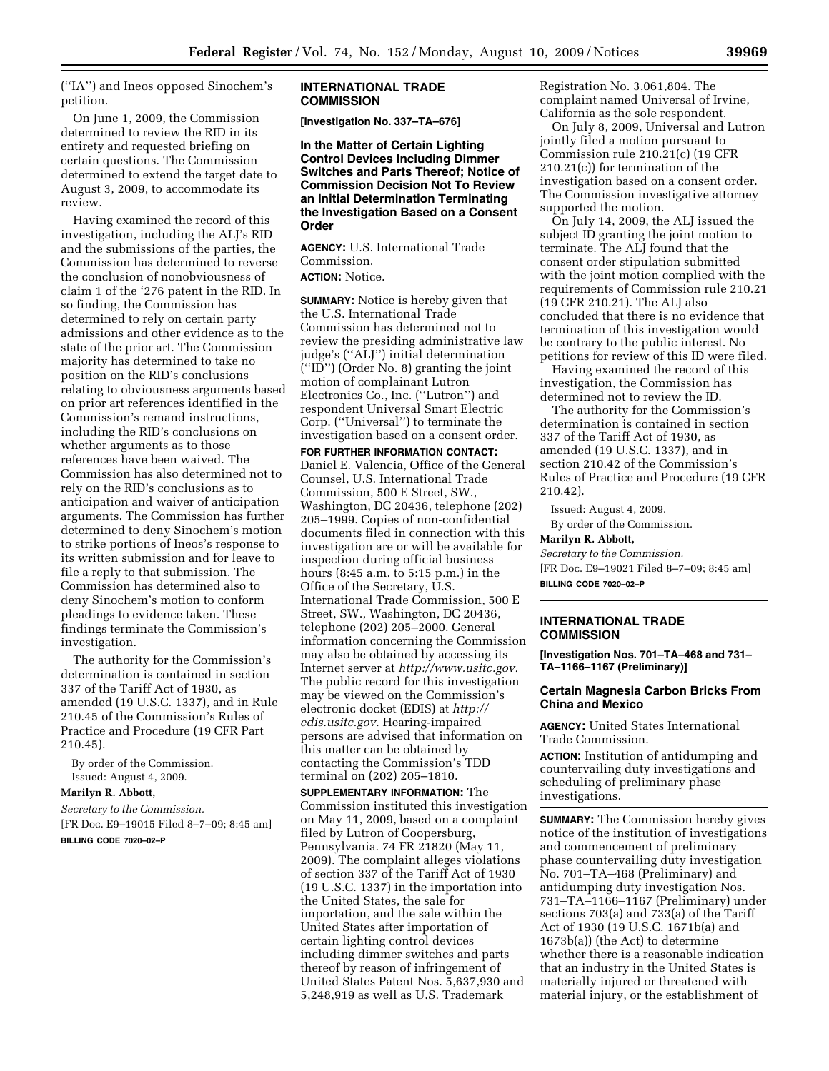(''IA'') and Ineos opposed Sinochem's petition.

On June 1, 2009, the Commission determined to review the RID in its entirety and requested briefing on certain questions. The Commission determined to extend the target date to August 3, 2009, to accommodate its review.

Having examined the record of this investigation, including the ALJ's RID and the submissions of the parties, the Commission has determined to reverse the conclusion of nonobviousness of claim 1 of the '276 patent in the RID. In so finding, the Commission has determined to rely on certain party admissions and other evidence as to the state of the prior art. The Commission majority has determined to take no position on the RID's conclusions relating to obviousness arguments based on prior art references identified in the Commission's remand instructions, including the RID's conclusions on whether arguments as to those references have been waived. The Commission has also determined not to rely on the RID's conclusions as to anticipation and waiver of anticipation arguments. The Commission has further determined to deny Sinochem's motion to strike portions of Ineos's response to its written submission and for leave to file a reply to that submission. The Commission has determined also to deny Sinochem's motion to conform pleadings to evidence taken. These findings terminate the Commission's investigation.

The authority for the Commission's determination is contained in section 337 of the Tariff Act of 1930, as amended (19 U.S.C. 1337), and in Rule 210.45 of the Commission's Rules of Practice and Procedure (19 CFR Part 210.45).

By order of the Commission.

Issued: August 4, 2009.

**Marilyn R. Abbott,**

*Secretary to the Commission.*

[FR Doc. E9–19015 Filed 8–7–09; 8:45 am]

**BILLING CODE 7020–02–P**

## INTERNATIONAL TRADE COMMISSION

**[Investigation No. 337–TA–676]**

### In the Matter of Certain Lighting Control Devices Including Dimmer Switches and Parts Thereof; Notice of Commission Decision Not To Review an Initial Determination Terminating the Investigation Based on a Consent Order

**AGENCY:** U.S. International Trade Commission.

**ACTION:** Notice.

**SUMMARY:** Notice is hereby given that the U.S. International Trade Commission has determined not to review the presiding administrative law judge's (''ALJ'') initial determination (''ID'') (Order No. 8) granting the joint motion of complainant Lutron Electronics Co., Inc. (''Lutron'') and respondent Universal Smart Electric Corp. (''Universal'') to terminate the investigation based on a consent order.

**FOR FURTHER INFORMATION CONTACT:** Daniel E. Valencia, Office of the General Counsel, U.S. International Trade Commission, 500 E Street, SW., Washington, DC 20436, telephone (202) 205–1999. Copies of non-confidential documents filed in connection with this investigation are or will be available for inspection during official business hours (8:45 a.m. to 5:15 p.m.) in the Office of the Secretary, U.S. International Trade Commission, 500 E Street, SW., Washington, DC 20436, telephone (202) 205–2000. General information concerning the Commission may also be obtained by accessing its Internet server at *http://www.usitc.gov.* The public record for this investigation may be viewed on the Commission's electronic docket (EDIS) at *http://edis.usitc.gov.* Hearing-impaired persons are advised that information on this matter can be obtained by contacting the Commission's TDD terminal on (202) 205–1810.

**SUPPLEMENTARY INFORMATION:** The Commission instituted this investigation on May 11, 2009, based on a complaint filed by Lutron of Coopersburg, Pennsylvania. 74 FR 21820 (May 11, 2009). The complaint alleges violations of section 337 of the Tariff Act of 1930 (19 U.S.C. 1337) in the importation into the United States, the sale for importation, and the sale within the United States after importation of certain lighting control devices including dimmer switches and parts thereof by reason of infringement of United States Patent Nos. 5,637,930 and 5,248,919 as well as U.S. Trademark Registration No. 3,061,804. The complaint named Universal of Irvine, California as the sole respondent.

On July 8, 2009, Universal and Lutron jointly filed a motion pursuant to Commission rule 210.21(c) (19 CFR 210.21(c)) for termination of the investigation based on a consent order. The Commission investigative attorney supported the motion.

On July 14, 2009, the ALJ issued the subject ID granting the joint motion to terminate. The ALJ found that the consent order stipulation submitted with the joint motion complied with the requirements of Commission rule 210.21 (19 CFR 210.21). The ALJ also concluded that there is no evidence that termination of this investigation would be contrary to the public interest. No petitions for review of this ID were filed.

Having examined the record of this investigation, the Commission has determined not to review the ID.

The authority for the Commission's determination is contained in section 337 of the Tariff Act of 1930, as amended (19 U.S.C. 1337), and in section 210.42 of the Commission's Rules of Practice and Procedure (19 CFR 210.42).

Issued: August 4, 2009.

By order of the Commission.

**Marilyn R. Abbott,**

*Secretary to the Commission.*

[FR Doc. E9–19021 Filed 8–7–09; 8:45 am]

**BILLING CODE 7020–02–P**

## INTERNATIONAL TRADE COMMISSION

**[Investigation Nos. 701–TA–468 and 731–TA–1166–1167 (Preliminary)]**

### Certain Magnesia Carbon Bricks From China and Mexico

**AGENCY:** United States International Trade Commission.

**ACTION:** Institution of antidumping and countervailing duty investigations and scheduling of preliminary phase investigations.

**SUMMARY:** The Commission hereby gives notice of the institution of investigations and commencement of preliminary phase countervailing duty investigation No. 701–TA–468 (Preliminary) and antidumping duty investigation Nos. 731–TA–1166–1167 (Preliminary) under sections 703(a) and 733(a) of the Tariff Act of 1930 (19 U.S.C. 1671b(a) and 1673b(a)) (the Act) to determine whether there is a reasonable indication that an industry in the United States is materially injured or threatened with material injury, or the establishment of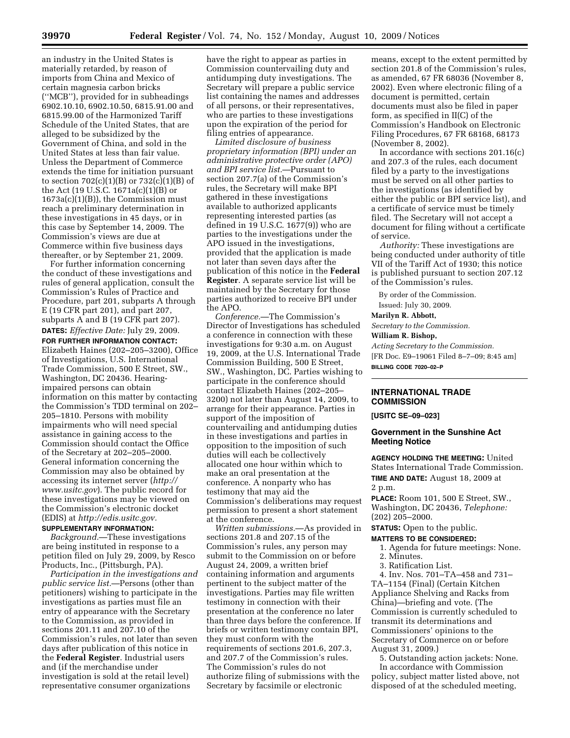an industry in the United States is materially retarded, by reason of imports from China and Mexico of certain magnesia carbon bricks (''MCB''), provided for in subheadings 6902.10.10, 6902.10.50, 6815.91.00 and 6815.99.00 of the Harmonized Tariff Schedule of the United States, that are alleged to be subsidized by the Government of China, and sold in the United States at less than fair value. Unless the Department of Commerce extends the time for initiation pursuant to section 702(c)(1)(B) or 732(c)(1)(B) of the Act (19 U.S.C. 1671a(c)(1)(B) or 1673a(c)(1)(B)), the Commission must reach a preliminary determination in these investigations in 45 days, or in this case by September 14, 2009. The Commission's views are due at Commerce within five business days thereafter, or by September 21, 2009.

For further information concerning the conduct of these investigations and rules of general application, consult the Commission's Rules of Practice and Procedure, part 201, subparts A through E (19 CFR part 201), and part 207, subparts A and B (19 CFR part 207).

**DATES:** *Effective Date:* July 29, 2009.

**FOR FURTHER INFORMATION CONTACT:** Elizabeth Haines (202–205–3200), Office of Investigations, U.S. International Trade Commission, 500 E Street, SW., Washington, DC 20436. Hearing-impaired persons can obtain information on this matter by contacting the Commission's TDD terminal on 202–205–1810. Persons with mobility impairments who will need special assistance in gaining access to the Commission should contact the Office of the Secretary at 202–205–2000. General information concerning the Commission may also be obtained by accessing its internet server (*http://www.usitc.gov*). The public record for these investigations may be viewed on the Commission's electronic docket (EDIS) at *http://edis.usitc.gov.*

**SUPPLEMENTARY INFORMATION:**

*Background.*—These investigations are being instituted in response to a petition filed on July 29, 2009, by Resco Products, Inc., (Pittsburgh, PA).

*Participation in the investigations and public service list.*—Persons (other than petitioners) wishing to participate in the investigations as parties must file an entry of appearance with the Secretary to the Commission, as provided in sections 201.11 and 207.10 of the Commission's rules, not later than seven days after publication of this notice in the **Federal Register**. Industrial users and (if the merchandise under investigation is sold at the retail level) representative consumer organizations have the right to appear as parties in Commission countervailing duty and antidumping duty investigations. The Secretary will prepare a public service list containing the names and addresses of all persons, or their representatives, who are parties to these investigations upon the expiration of the period for filing entries of appearance.

*Limited disclosure of business proprietary information (BPI) under an administrative protective order (APO) and BPI service list.*—Pursuant to section 207.7(a) of the Commission's rules, the Secretary will make BPI gathered in these investigations available to authorized applicants representing interested parties (as defined in 19 U.S.C. 1677(9)) who are parties to the investigations under the APO issued in the investigations, provided that the application is made not later than seven days after the publication of this notice in the **Federal Register**. A separate service list will be maintained by the Secretary for those parties authorized to receive BPI under the APO.

*Conference.*—The Commission's Director of Investigations has scheduled a conference in connection with these investigations for 9:30 a.m. on August 19, 2009, at the U.S. International Trade Commission Building, 500 E Street, SW., Washington, DC. Parties wishing to participate in the conference should contact Elizabeth Haines (202–205–3200) not later than August 14, 2009, to arrange for their appearance. Parties in support of the imposition of countervailing and antidumping duties in these investigations and parties in opposition to the imposition of such duties will each be collectively allocated one hour within which to make an oral presentation at the conference. A nonparty who has testimony that may aid the Commission's deliberations may request permission to present a short statement at the conference.

*Written submissions.*—As provided in sections 201.8 and 207.15 of the Commission's rules, any person may submit to the Commission on or before August 24, 2009, a written brief containing information and arguments pertinent to the subject matter of the investigations. Parties may file written testimony in connection with their presentation at the conference no later than three days before the conference. If briefs or written testimony contain BPI, they must conform with the requirements of sections 201.6, 207.3, and 207.7 of the Commission's rules. The Commission's rules do not authorize filing of submissions with the Secretary by facsimile or electronic means, except to the extent permitted by section 201.8 of the Commission's rules, as amended, 67 FR 68036 (November 8, 2002). Even where electronic filing of a document is permitted, certain documents must also be filed in paper form, as specified in II(C) of the Commission's Handbook on Electronic Filing Procedures, 67 FR 68168, 68173 (November 8, 2002).

In accordance with sections 201.16(c) and 207.3 of the rules, each document filed by a party to the investigations must be served on all other parties to the investigations (as identified by either the public or BPI service list), and a certificate of service must be timely filed. The Secretary will not accept a document for filing without a certificate of service.

*Authority:* These investigations are being conducted under authority of title VII of the Tariff Act of 1930; this notice is published pursuant to section 207.12 of the Commission's rules.

By order of the Commission.

Issued: July 30, 2009.

**Marilyn R. Abbott,**

*Secretary to the Commission.*

**William R. Bishop,**

*Acting Secretary to the Commission.*

[FR Doc. E9–19061 Filed 8–7–09; 8:45 am]

**BILLING CODE 7020–02–P**

## INTERNATIONAL TRADE COMMISSION

**[USITC SE–09–023]**

### Government in the Sunshine Act Meeting Notice

**AGENCY HOLDING THE MEETING:** United States International Trade Commission.

**TIME AND DATE:** August 18, 2009 at 2 p.m.

**PLACE:** Room 101, 500 E Street, SW., Washington, DC 20436, *Telephone:* (202) 205–2000.

**STATUS:** Open to the public.

**MATTERS TO BE CONSIDERED:**

1. Agenda for future meetings: None.
2. Minutes.
3. Ratification List.
4. Inv. Nos. 701–TA–458 and 731–TA–1154 (Final) (Certain Kitchen Appliance Shelving and Racks from China)—briefing and vote. (The Commission is currently scheduled to transmit its determinations and Commissioners' opinions to the Secretary of Commerce on or before August 31, 2009.)
5. Outstanding action jackets: None.

In accordance with Commission policy, subject matter listed above, not disposed of at the scheduled meeting,